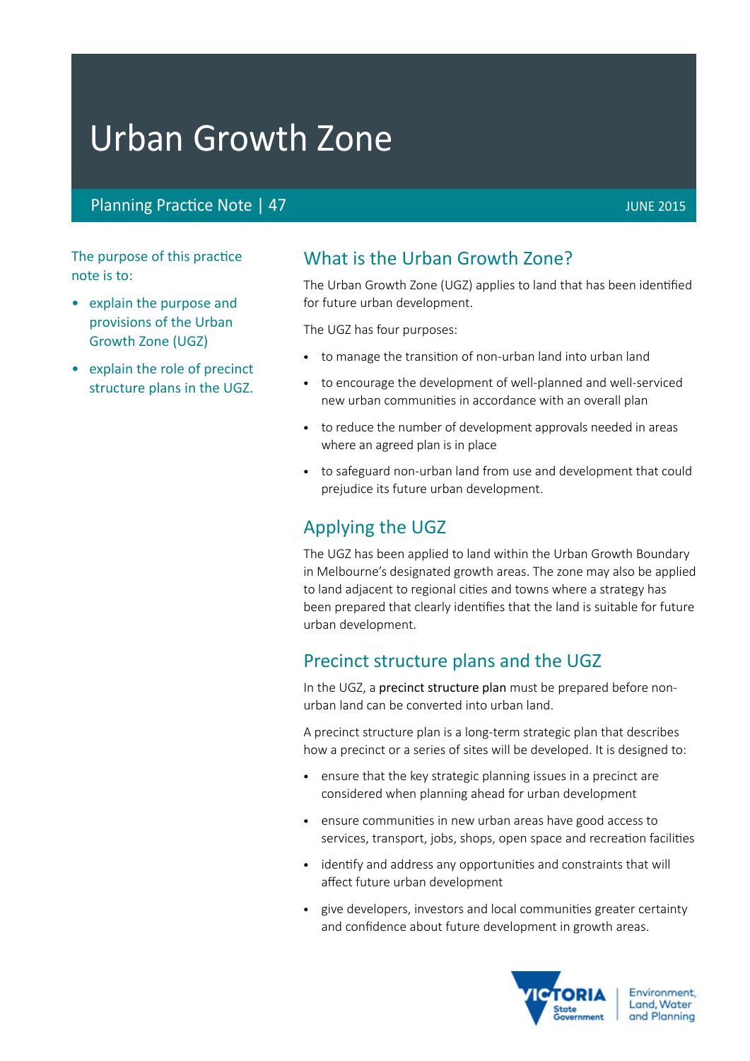# Urban Growth Zone

Planning Practice Note | 47

JUNE 2015

The purpose of this practice note is to:

- explain the purpose and provisions of the Urban Growth Zone (UGZ)
- explain the role of precinct structure plans in the UGZ.

## What is the Urban Growth Zone?

The Urban Growth Zone (UGZ) applies to land that has been identified for future urban development.

The UGZ has four purposes:

- to manage the transition of non-urban land into urban land
- to encourage the development of well-planned and well-serviced new urban communities in accordance with an overall plan
- to reduce the number of development approvals needed in areas where an agreed plan is in place
- to safeguard non-urban land from use and development that could prejudice its future urban development.

## Applying the UGZ

The UGZ has been applied to land within the Urban Growth Boundary in Melbourne's designated growth areas. The zone may also be applied to land adjacent to regional cities and towns where a strategy has been prepared that clearly identifies that the land is suitable for future urban development.

## Precinct structure plans and the UGZ

In the UGZ, a **precinct structure plan** must be prepared before non-urban land can be converted into urban land.

A precinct structure plan is a long-term strategic plan that describes how a precinct or a series of sites will be developed. It is designed to:

- ensure that the key strategic planning issues in a precinct are considered when planning ahead for urban development
- ensure communities in new urban areas have good access to services, transport, jobs, shops, open space and recreation facilities
- identify and address any opportunities and constraints that will affect future urban development
- give developers, investors and local communities greater certainty and confidence about future development in growth areas.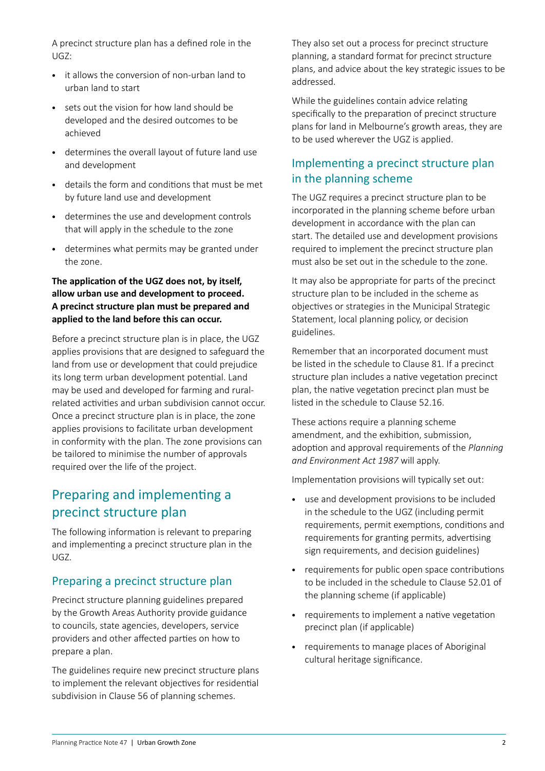A precinct structure plan has a defined role in the UGZ:

- it allows the conversion of non-urban land to urban land to start
- sets out the vision for how land should be developed and the desired outcomes to be achieved
- determines the overall layout of future land use and development
- details the form and conditions that must be met by future land use and development
- determines the use and development controls that will apply in the schedule to the zone
- determines what permits may be granted under the zone.

**The application of the UGZ does not, by itself, allow urban use and development to proceed. A precinct structure plan must be prepared and applied to the land before this can occur.**

Before a precinct structure plan is in place, the UGZ applies provisions that are designed to safeguard the land from use or development that could prejudice its long term urban development potential. Land may be used and developed for farming and rural-related activities and urban subdivision cannot occur. Once a precinct structure plan is in place, the zone applies provisions to facilitate urban development in conformity with the plan. The zone provisions can be tailored to minimise the number of approvals required over the life of the project.

## Preparing and implementing a precinct structure plan

The following information is relevant to preparing and implementing a precinct structure plan in the UGZ.

### Preparing a precinct structure plan

Precinct structure planning guidelines prepared by the Growth Areas Authority provide guidance to councils, state agencies, developers, service providers and other affected parties on how to prepare a plan.

The guidelines require new precinct structure plans to implement the relevant objectives for residential subdivision in Clause 56 of planning schemes.

They also set out a process for precinct structure planning, a standard format for precinct structure plans, and advice about the key strategic issues to be addressed.

While the guidelines contain advice relating specifically to the preparation of precinct structure plans for land in Melbourne's growth areas, they are to be used wherever the UGZ is applied.

### Implementing a precinct structure plan in the planning scheme

The UGZ requires a precinct structure plan to be incorporated in the planning scheme before urban development in accordance with the plan can start. The detailed use and development provisions required to implement the precinct structure plan must also be set out in the schedule to the zone.

It may also be appropriate for parts of the precinct structure plan to be included in the scheme as objectives or strategies in the Municipal Strategic Statement, local planning policy, or decision guidelines.

Remember that an incorporated document must be listed in the schedule to Clause 81. If a precinct structure plan includes a native vegetation precinct plan, the native vegetation precinct plan must be listed in the schedule to Clause 52.16.

These actions require a planning scheme amendment, and the exhibition, submission, adoption and approval requirements of the *Planning and Environment Act 1987* will apply.

Implementation provisions will typically set out:

- use and development provisions to be included in the schedule to the UGZ (including permit requirements, permit exemptions, conditions and requirements for granting permits, advertising sign requirements, and decision guidelines)
- requirements for public open space contributions to be included in the schedule to Clause 52.01 of the planning scheme (if applicable)
- requirements to implement a native vegetation precinct plan (if applicable)
- requirements to manage places of Aboriginal cultural heritage significance.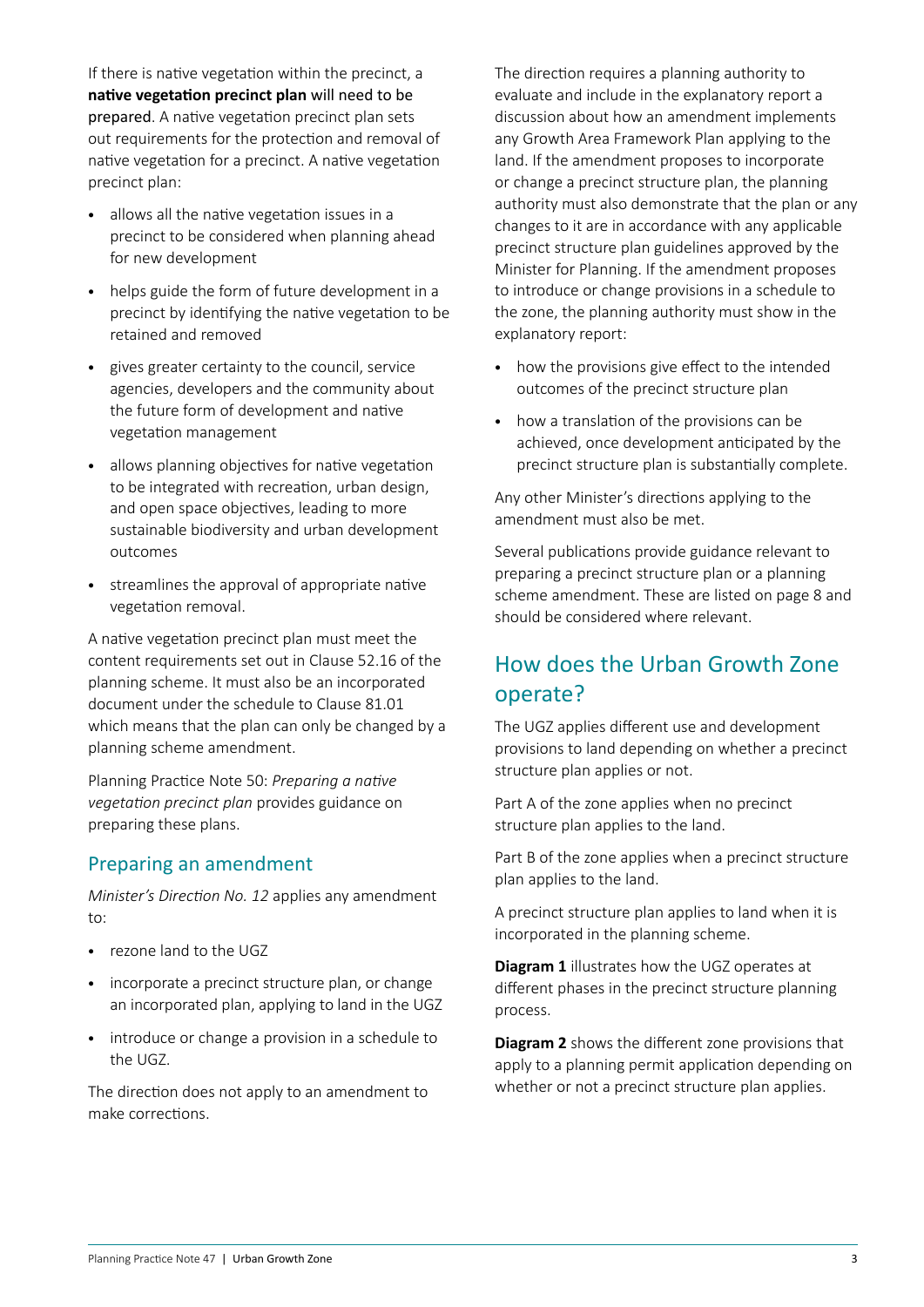If there is native vegetation within the precinct, a **native vegetation precinct plan** will need to be prepared. A native vegetation precinct plan sets out requirements for the protection and removal of native vegetation for a precinct. A native vegetation precinct plan:

- allows all the native vegetation issues in a precinct to be considered when planning ahead for new development
- helps guide the form of future development in a precinct by identifying the native vegetation to be retained and removed
- gives greater certainty to the council, service agencies, developers and the community about the future form of development and native vegetation management
- allows planning objectives for native vegetation to be integrated with recreation, urban design, and open space objectives, leading to more sustainable biodiversity and urban development outcomes
- streamlines the approval of appropriate native vegetation removal.

A native vegetation precinct plan must meet the content requirements set out in Clause 52.16 of the planning scheme. It must also be an incorporated document under the schedule to Clause 81.01 which means that the plan can only be changed by a planning scheme amendment.

Planning Practice Note 50: *Preparing a native vegetation precinct plan* provides guidance on preparing these plans.

## Preparing an amendment

*Minister's Direction No. 12* applies any amendment to:

- rezone land to the UGZ
- incorporate a precinct structure plan, or change an incorporated plan, applying to land in the UGZ
- introduce or change a provision in a schedule to the UGZ.

The direction does not apply to an amendment to make corrections.

The direction requires a planning authority to evaluate and include in the explanatory report a discussion about how an amendment implements any Growth Area Framework Plan applying to the land. If the amendment proposes to incorporate or change a precinct structure plan, the planning authority must also demonstrate that the plan or any changes to it are in accordance with any applicable precinct structure plan guidelines approved by the Minister for Planning. If the amendment proposes to introduce or change provisions in a schedule to the zone, the planning authority must show in the explanatory report:

- how the provisions give effect to the intended outcomes of the precinct structure plan
- how a translation of the provisions can be achieved, once development anticipated by the precinct structure plan is substantially complete.

Any other Minister's directions applying to the amendment must also be met.

Several publications provide guidance relevant to preparing a precinct structure plan or a planning scheme amendment. These are listed on page 8 and should be considered where relevant.

## How does the Urban Growth Zone operate?

The UGZ applies different use and development provisions to land depending on whether a precinct structure plan applies or not.

Part A of the zone applies when no precinct structure plan applies to the land.

Part B of the zone applies when a precinct structure plan applies to the land.

A precinct structure plan applies to land when it is incorporated in the planning scheme.

**Diagram 1** illustrates how the UGZ operates at different phases in the precinct structure planning process.

**Diagram 2** shows the different zone provisions that apply to a planning permit application depending on whether or not a precinct structure plan applies.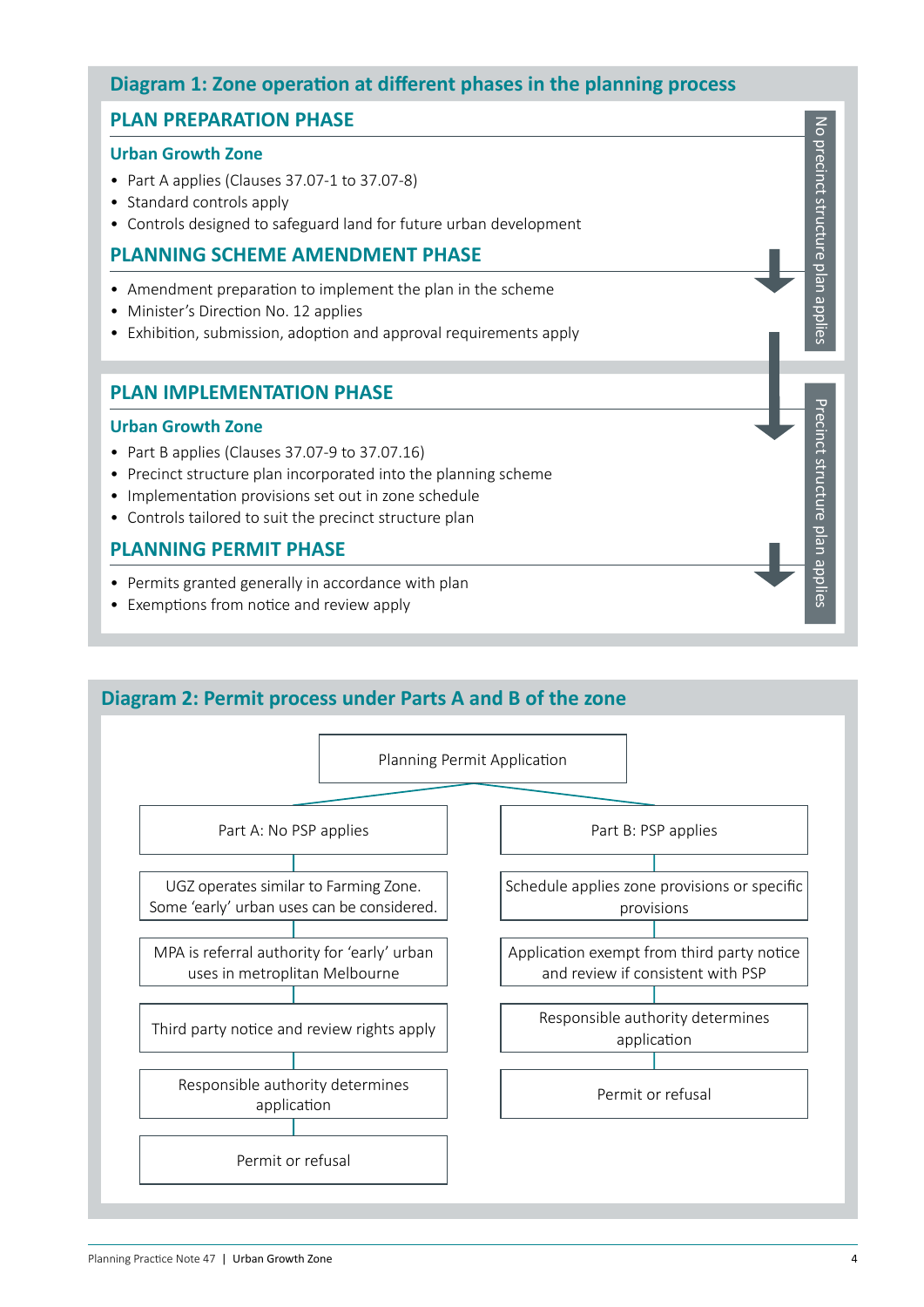## Diagram 1: Zone operation at different phases in the planning process

### PLAN PREPARATION PHASE

*No precinct structure plan applies*

#### Urban Growth Zone

- Part A applies (Clauses 37.07-1 to 37.07-8)
- Standard controls apply
- Controls designed to safeguard land for future urban development

### PLANNING SCHEME AMENDMENT PHASE

- Amendment preparation to implement the plan in the scheme
- Minister's Direction No. 12 applies
- Exhibition, submission, adoption and approval requirements apply

### PLAN IMPLEMENTATION PHASE

*Precinct structure plan applies*

#### Urban Growth Zone

- Part B applies (Clauses 37.07-9 to 37.07.16)
- Precinct structure plan incorporated into the planning scheme
- Implementation provisions set out in zone schedule
- Controls tailored to suit the precinct structure plan

### PLANNING PERMIT PHASE

- Permits granted generally in accordance with plan
- Exemptions from notice and review apply

## Diagram 2: Permit process under Parts A and B of the zone

Planning Permit Application

| Part A: No PSP applies | Part B: PSP applies |
|---|---|
| UGZ operates similar to Farming Zone. Some 'early' urban uses can be considered. | Schedule applies zone provisions or specific provisions |
| MPA is referral authority for 'early' urban uses in metroplitan Melbourne | Application exempt from third party notice and review if consistent with PSP |
| Third party notice and review rights apply | Responsible authority determines application |
| Responsible authority determines application | Permit or refusal |
| Permit or refusal | |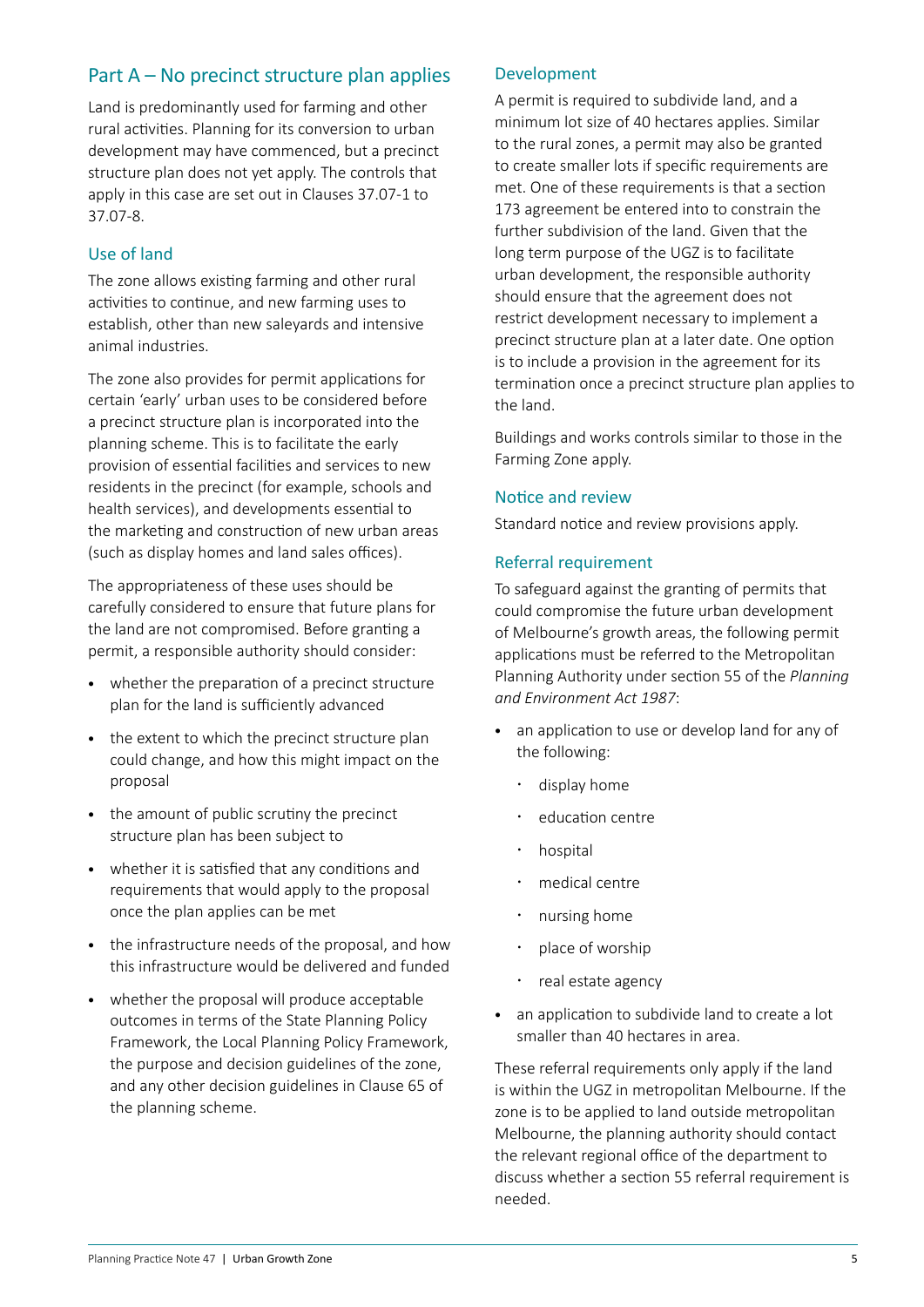## Part A – No precinct structure plan applies

Land is predominantly used for farming and other rural activities. Planning for its conversion to urban development may have commenced, but a precinct structure plan does not yet apply. The controls that apply in this case are set out in Clauses 37.07-1 to 37.07-8.

### Use of land

The zone allows existing farming and other rural activities to continue, and new farming uses to establish, other than new saleyards and intensive animal industries.

The zone also provides for permit applications for certain 'early' urban uses to be considered before a precinct structure plan is incorporated into the planning scheme. This is to facilitate the early provision of essential facilities and services to new residents in the precinct (for example, schools and health services), and developments essential to the marketing and construction of new urban areas (such as display homes and land sales offices).

The appropriateness of these uses should be carefully considered to ensure that future plans for the land are not compromised. Before granting a permit, a responsible authority should consider:

- whether the preparation of a precinct structure plan for the land is sufficiently advanced
- the extent to which the precinct structure plan could change, and how this might impact on the proposal
- the amount of public scrutiny the precinct structure plan has been subject to
- whether it is satisfied that any conditions and requirements that would apply to the proposal once the plan applies can be met
- the infrastructure needs of the proposal, and how this infrastructure would be delivered and funded
- whether the proposal will produce acceptable outcomes in terms of the State Planning Policy Framework, the Local Planning Policy Framework, the purpose and decision guidelines of the zone, and any other decision guidelines in Clause 65 of the planning scheme.

### Development

A permit is required to subdivide land, and a minimum lot size of 40 hectares applies. Similar to the rural zones, a permit may also be granted to create smaller lots if specific requirements are met. One of these requirements is that a section 173 agreement be entered into to constrain the further subdivision of the land. Given that the long term purpose of the UGZ is to facilitate urban development, the responsible authority should ensure that the agreement does not restrict development necessary to implement a precinct structure plan at a later date. One option is to include a provision in the agreement for its termination once a precinct structure plan applies to the land.

Buildings and works controls similar to those in the Farming Zone apply.

### Notice and review

Standard notice and review provisions apply.

### Referral requirement

To safeguard against the granting of permits that could compromise the future urban development of Melbourne's growth areas, the following permit applications must be referred to the Metropolitan Planning Authority under section 55 of the *Planning and Environment Act 1987*:

- an application to use or develop land for any of the following:
  - display home
  - education centre
  - hospital
  - medical centre
  - nursing home
  - place of worship
  - real estate agency
- an application to subdivide land to create a lot smaller than 40 hectares in area.

These referral requirements only apply if the land is within the UGZ in metropolitan Melbourne. If the zone is to be applied to land outside metropolitan Melbourne, the planning authority should contact the relevant regional office of the department to discuss whether a section 55 referral requirement is needed.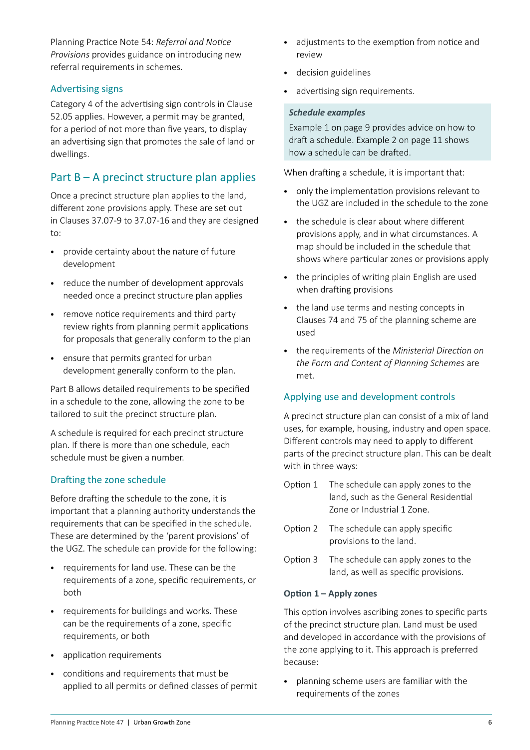Planning Practice Note 54: *Referral and Notice Provisions* provides guidance on introducing new referral requirements in schemes.

### Advertising signs

Category 4 of the advertising sign controls in Clause 52.05 applies. However, a permit may be granted, for a period of not more than five years, to display an advertising sign that promotes the sale of land or dwellings.

## Part B – A precinct structure plan applies

Once a precinct structure plan applies to the land, different zone provisions apply. These are set out in Clauses 37.07-9 to 37.07-16 and they are designed to:

- provide certainty about the nature of future development
- reduce the number of development approvals needed once a precinct structure plan applies
- remove notice requirements and third party review rights from planning permit applications for proposals that generally conform to the plan
- ensure that permits granted for urban development generally conform to the plan.

Part B allows detailed requirements to be specified in a schedule to the zone, allowing the zone to be tailored to suit the precinct structure plan.

A schedule is required for each precinct structure plan. If there is more than one schedule, each schedule must be given a number.

### Drafting the zone schedule

Before drafting the schedule to the zone, it is important that a planning authority understands the requirements that can be specified in the schedule. These are determined by the 'parent provisions' of the UGZ. The schedule can provide for the following:

- requirements for land use. These can be the requirements of a zone, specific requirements, or both
- requirements for buildings and works. These can be the requirements of a zone, specific requirements, or both
- application requirements
- conditions and requirements that must be applied to all permits or defined classes of permit
- adjustments to the exemption from notice and review
- decision guidelines
- advertising sign requirements.

> ***Schedule examples***
>
> Example 1 on page 9 provides advice on how to draft a schedule. Example 2 on page 11 shows how a schedule can be drafted.

When drafting a schedule, it is important that:

- only the implementation provisions relevant to the UGZ are included in the schedule to the zone
- the schedule is clear about where different provisions apply, and in what circumstances. A map should be included in the schedule that shows where particular zones or provisions apply
- the principles of writing plain English are used when drafting provisions
- the land use terms and nesting concepts in Clauses 74 and 75 of the planning scheme are used
- the requirements of the *Ministerial Direction on the Form and Content of Planning Schemes* are met.

### Applying use and development controls

A precinct structure plan can consist of a mix of land uses, for example, housing, industry and open space. Different controls may need to apply to different parts of the precinct structure plan. This can be dealt with in three ways:

| | |
|---|---|
| Option 1 | The schedule can apply zones to the land, such as the General Residential Zone or Industrial 1 Zone. |
| Option 2 | The schedule can apply specific provisions to the land. |
| Option 3 | The schedule can apply zones to the land, as well as specific provisions. |

**Option 1 – Apply zones**

This option involves ascribing zones to specific parts of the precinct structure plan. Land must be used and developed in accordance with the provisions of the zone applying to it. This approach is preferred because:

- planning scheme users are familiar with the requirements of the zones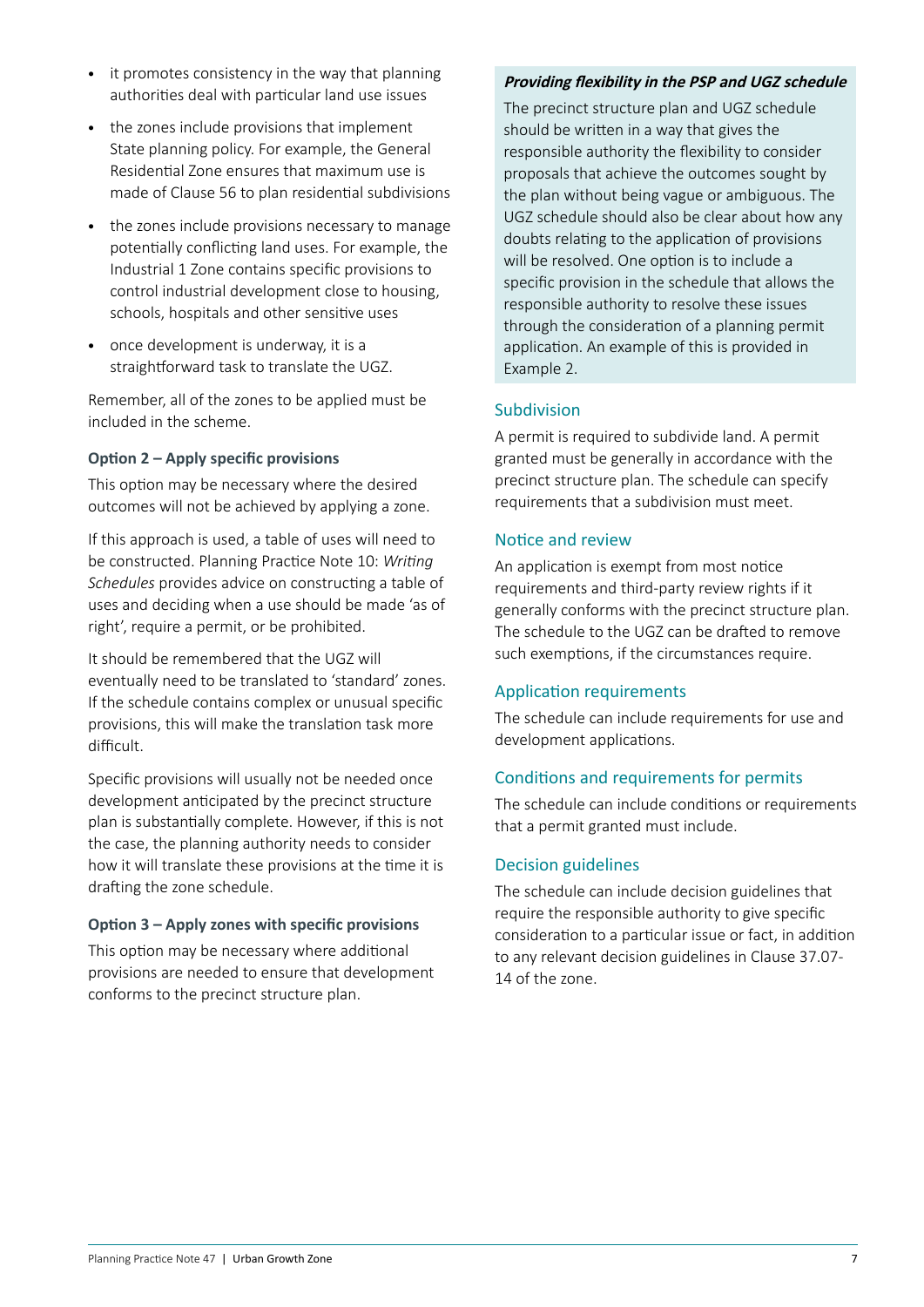- it promotes consistency in the way that planning authorities deal with particular land use issues
- the zones include provisions that implement State planning policy. For example, the General Residential Zone ensures that maximum use is made of Clause 56 to plan residential subdivisions
- the zones include provisions necessary to manage potentially conflicting land uses. For example, the Industrial 1 Zone contains specific provisions to control industrial development close to housing, schools, hospitals and other sensitive uses
- once development is underway, it is a straightforward task to translate the UGZ.

Remember, all of the zones to be applied must be included in the scheme.

#### Option 2 – Apply specific provisions

This option may be necessary where the desired outcomes will not be achieved by applying a zone.

If this approach is used, a table of uses will need to be constructed. Planning Practice Note 10: *Writing Schedules* provides advice on constructing a table of uses and deciding when a use should be made 'as of right', require a permit, or be prohibited.

It should be remembered that the UGZ will eventually need to be translated to 'standard' zones. If the schedule contains complex or unusual specific provisions, this will make the translation task more difficult.

Specific provisions will usually not be needed once development anticipated by the precinct structure plan is substantially complete. However, if this is not the case, the planning authority needs to consider how it will translate these provisions at the time it is drafting the zone schedule.

#### Option 3 – Apply zones with specific provisions

This option may be necessary where additional provisions are needed to ensure that development conforms to the precinct structure plan.

> ***Providing flexibility in the PSP and UGZ schedule***
>
> The precinct structure plan and UGZ schedule should be written in a way that gives the responsible authority the flexibility to consider proposals that achieve the outcomes sought by the plan without being vague or ambiguous. The UGZ schedule should also be clear about how any doubts relating to the application of provisions will be resolved. One option is to include a specific provision in the schedule that allows the responsible authority to resolve these issues through the consideration of a planning permit application. An example of this is provided in Example 2.

### Subdivision

A permit is required to subdivide land. A permit granted must be generally in accordance with the precinct structure plan. The schedule can specify requirements that a subdivision must meet.

### Notice and review

An application is exempt from most notice requirements and third-party review rights if it generally conforms with the precinct structure plan. The schedule to the UGZ can be drafted to remove such exemptions, if the circumstances require.

### Application requirements

The schedule can include requirements for use and development applications.

### Conditions and requirements for permits

The schedule can include conditions or requirements that a permit granted must include.

### Decision guidelines

The schedule can include decision guidelines that require the responsible authority to give specific consideration to a particular issue or fact, in addition to any relevant decision guidelines in Clause 37.07-14 of the zone.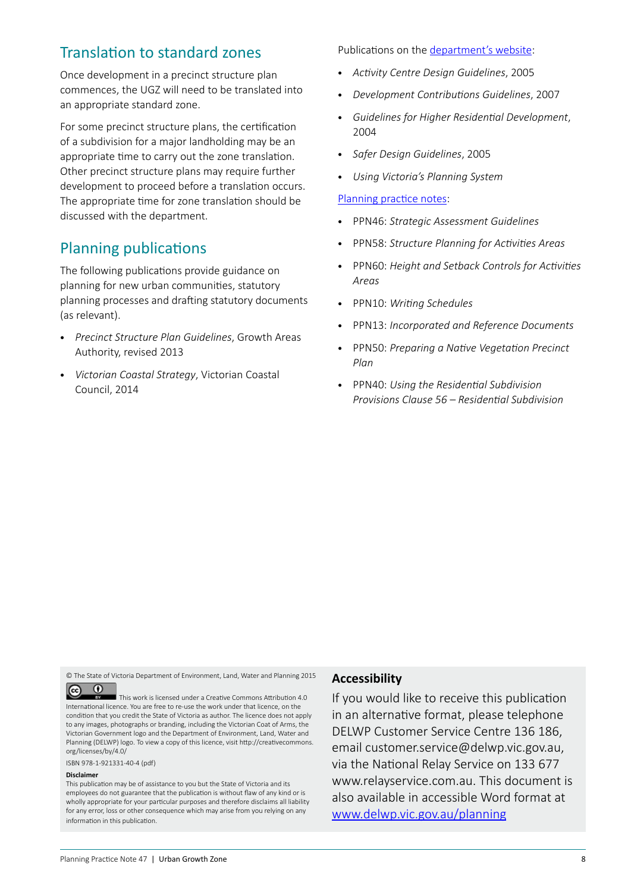## Translation to standard zones

Once development in a precinct structure plan commences, the UGZ will need to be translated into an appropriate standard zone.

For some precinct structure plans, the certification of a subdivision for a major landholding may be an appropriate time to carry out the zone translation. Other precinct structure plans may require further development to proceed before a translation occurs. The appropriate time for zone translation should be discussed with the department.

## Planning publications

The following publications provide guidance on planning for new urban communities, statutory planning processes and drafting statutory documents (as relevant).

- *Precinct Structure Plan Guidelines*, Growth Areas Authority, revised 2013
- *Victorian Coastal Strategy*, Victorian Coastal Council, 2014

Publications on the department's website:

- *Activity Centre Design Guidelines*, 2005
- *Development Contributions Guidelines*, 2007
- *Guidelines for Higher Residential Development*, 2004
- *Safer Design Guidelines*, 2005
- *Using Victoria's Planning System*

Planning practice notes:

- PPN46: *Strategic Assessment Guidelines*
- PPN58: *Structure Planning for Activities Areas*
- PPN60: *Height and Setback Controls for Activities Areas*
- PPN10: *Writing Schedules*
- PPN13: *Incorporated and Reference Documents*
- PPN50: *Preparing a Native Vegetation Precinct Plan*
- PPN40: *Using the Residential Subdivision Provisions Clause 56 – Residential Subdivision*

© The State of Victoria Department of Environment, Land, Water and Planning 2015

This work is licensed under a Creative Commons Attribution 4.0 International licence. You are free to re-use the work under that licence, on the condition that you credit the State of Victoria as author. The licence does not apply to any images, photographs or branding, including the Victorian Coat of Arms, the Victorian Government logo and the Department of Environment, Land, Water and Planning (DELWP) logo. To view a copy of this licence, visit http://creativecommons.org/licenses/by/4.0/

ISBN 978-1-921331-40-4 (pdf)

**Disclaimer**

This publication may be of assistance to you but the State of Victoria and its employees do not guarantee that the publication is without flaw of any kind or is wholly appropriate for your particular purposes and therefore disclaims all liability for any error, loss or other consequence which may arise from you relying on any information in this publication.

**Accessibility**

If you would like to receive this publication in an alternative format, please telephone DELWP Customer Service Centre 136 186, email customer.service@delwp.vic.gov.au, via the National Relay Service on 133 677 www.relayservice.com.au. This document is also available in accessible Word format at www.delwp.vic.gov.au/planning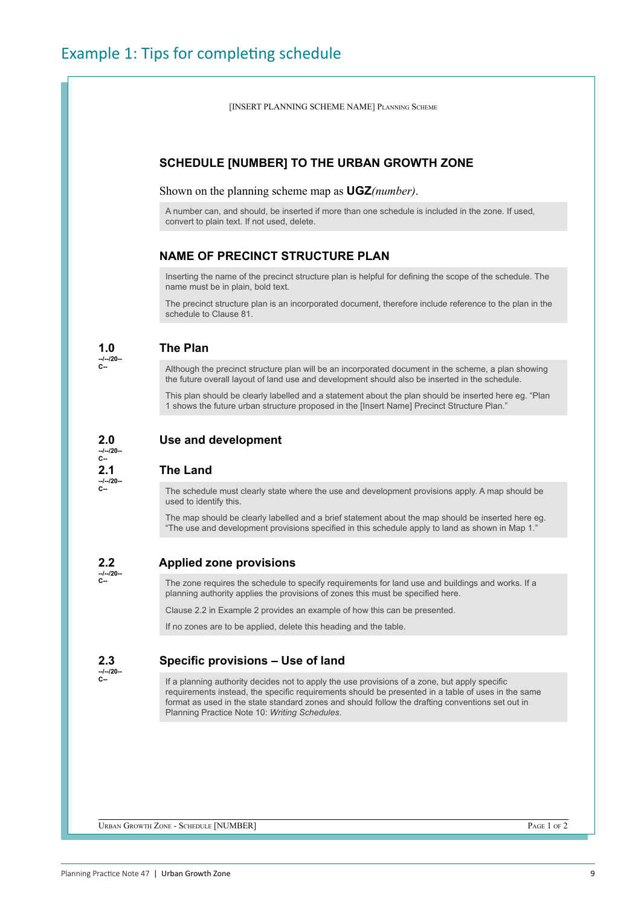# Example 1: Tips for completing schedule

[INSERT PLANNING SCHEME NAME] Planning Scheme

## SCHEDULE [NUMBER] TO THE URBAN GROWTH ZONE

Shown on the planning scheme map as **UGZ***(number)*.

> A number can, and should, be inserted if more than one schedule is included in the zone. If used, convert to plain text. If not used, delete.

## NAME OF PRECINCT STRUCTURE PLAN

> Inserting the name of the precinct structure plan is helpful for defining the scope of the schedule. The name must be in plain, bold text.
>
> The precinct structure plan is an incorporated document, therefore include reference to the plan in the schedule to Clause 81.

### 1.0 The Plan

--/--/20--
C--

> Although the precinct structure plan will be an incorporated document in the scheme, a plan showing the future overall layout of land use and development should also be inserted in the schedule.
>
> This plan should be clearly labelled and a statement about the plan should be inserted here eg. “Plan 1 shows the future urban structure proposed in the [Insert Name] Precinct Structure Plan.”

### 2.0 Use and development

--/--/20--
C--

### 2.1 The Land

--/--/20--
C--

> The schedule must clearly state where the use and development provisions apply. A map should be used to identify this.
>
> The map should be clearly labelled and a brief statement about the map should be inserted here eg. “The use and development provisions specified in this schedule apply to land as shown in Map 1.”

### 2.2 Applied zone provisions

--/--/20--
C--

> The zone requires the schedule to specify requirements for land use and buildings and works. If a planning authority applies the provisions of zones this must be specified here.
>
> Clause 2.2 in Example 2 provides an example of how this can be presented.
>
> If no zones are to be applied, delete this heading and the table.

### 2.3 Specific provisions – Use of land

--/--/20--
C--

> If a planning authority decides not to apply the use provisions of a zone, but apply specific requirements instead, the specific requirements should be presented in a table of uses in the same format as used in the state standard zones and should follow the drafting conventions set out in Planning Practice Note 10: *Writing Schedules.*

Urban Growth Zone - Schedule [NUMBER]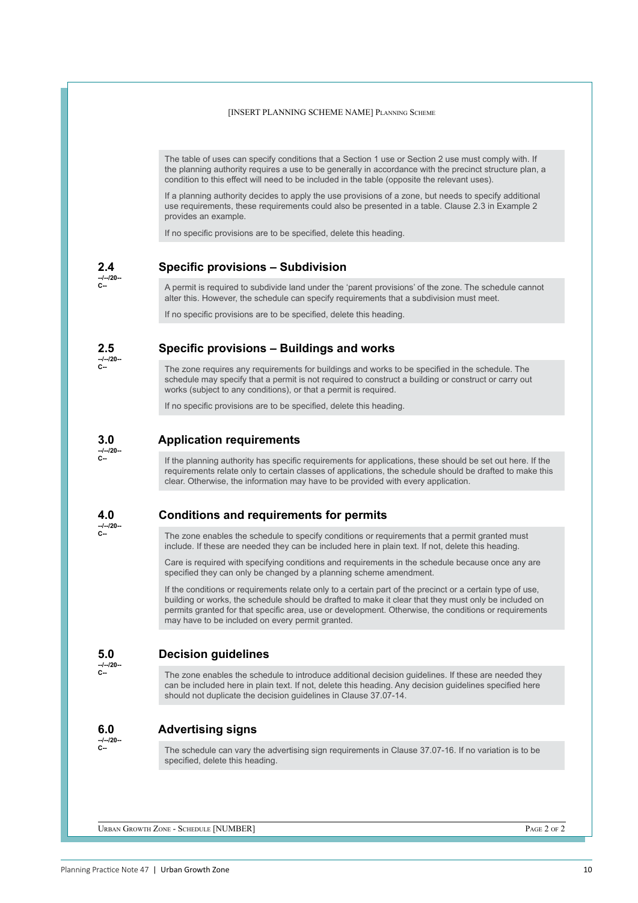[INSERT PLANNING SCHEME NAME] PLANNING SCHEME

The table of uses can specify conditions that a Section 1 use or Section 2 use must comply with. If the planning authority requires a use to be generally in accordance with the precinct structure plan, a condition to this effect will need to be included in the table (opposite the relevant uses).

If a planning authority decides to apply the use provisions of a zone, but needs to specify additional use requirements, these requirements could also be presented in a table. Clause 2.3 in Example 2 provides an example.

If no specific provisions are to be specified, delete this heading.

## 2.4 Specific provisions – Subdivision

--/--/20--
C--

A permit is required to subdivide land under the 'parent provisions' of the zone. The schedule cannot alter this. However, the schedule can specify requirements that a subdivision must meet.

If no specific provisions are to be specified, delete this heading.

## 2.5 Specific provisions – Buildings and works

--/--/20--
C--

The zone requires any requirements for buildings and works to be specified in the schedule. The schedule may specify that a permit is not required to construct a building or construct or carry out works (subject to any conditions), or that a permit is required.

If no specific provisions are to be specified, delete this heading.

## 3.0 Application requirements

--/--/20--
C--

If the planning authority has specific requirements for applications, these should be set out here. If the requirements relate only to certain classes of applications, the schedule should be drafted to make this clear. Otherwise, the information may have to be provided with every application.

## 4.0 Conditions and requirements for permits

--/--/20--
C--

The zone enables the schedule to specify conditions or requirements that a permit granted must include. If these are needed they can be included here in plain text. If not, delete this heading.

Care is required with specifying conditions and requirements in the schedule because once any are specified they can only be changed by a planning scheme amendment.

If the conditions or requirements relate only to a certain part of the precinct or a certain type of use, building or works, the schedule should be drafted to make it clear that they must only be included on permits granted for that specific area, use or development. Otherwise, the conditions or requirements may have to be included on every permit granted.

## 5.0 Decision guidelines

--/--/20--
C--

The zone enables the schedule to introduce additional decision guidelines. If these are needed they can be included here in plain text. If not, delete this heading. Any decision guidelines specified here should not duplicate the decision guidelines in Clause 37.07-14.

## 6.0 Advertising signs

--/--/20--
C--

The schedule can vary the advertising sign requirements in Clause 37.07-16. If no variation is to be specified, delete this heading.

URBAN GROWTH ZONE - SCHEDULE [NUMBER]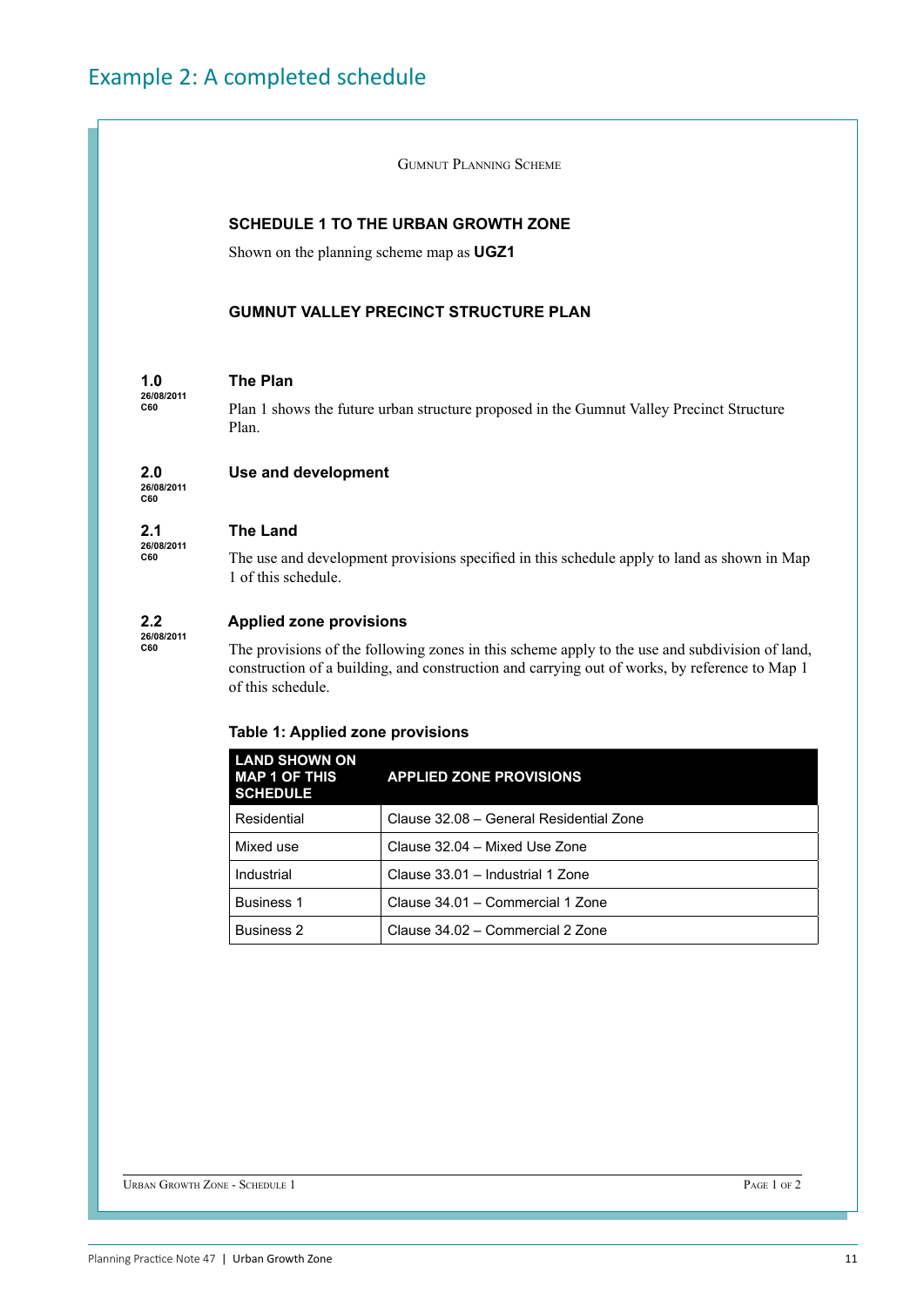# Example 2: A completed schedule

Gumnut Planning Scheme

## SCHEDULE 1 TO THE URBAN GROWTH ZONE

Shown on the planning scheme map as **UGZ1**

## GUMNUT VALLEY PRECINCT STRUCTURE PLAN

### 1.0 The Plan

26/08/2011
C60

Plan 1 shows the future urban structure proposed in the Gumnut Valley Precinct Structure Plan.

### 2.0 Use and development

26/08/2011
C60

### 2.1 The Land

26/08/2011
C60

The use and development provisions specified in this schedule apply to land as shown in Map 1 of this schedule.

### 2.2 Applied zone provisions

26/08/2011
C60

The provisions of the following zones in this scheme apply to the use and subdivision of land, construction of a building, and construction and carrying out of works, by reference to Map 1 of this schedule.

**Table 1: Applied zone provisions**

| LAND SHOWN ON MAP 1 OF THIS SCHEDULE | APPLIED ZONE PROVISIONS |
|---|---|
| Residential | Clause 32.08 – General Residential Zone |
| Mixed use | Clause 32.04 – Mixed Use Zone |
| Industrial | Clause 33.01 – Industrial 1 Zone |
| Business 1 | Clause 34.01 – Commercial 1 Zone |
| Business 2 | Clause 34.02 – Commercial 2 Zone |

Urban Growth Zone - Schedule 1 Page 1 of 2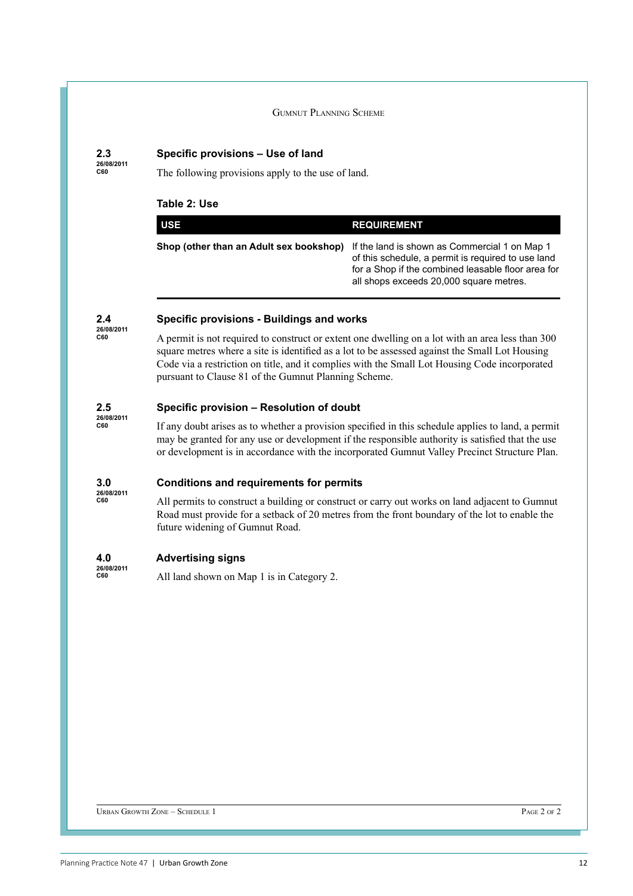GUMNUT PLANNING SCHEME

**2.3**
26/08/2011
C60

### Specific provisions – Use of land

The following provisions apply to the use of land.

**Table 2: Use**

| USE | REQUIREMENT |
|---|---|
| **Shop (other than an Adult sex bookshop)** | If the land is shown as Commercial 1 on Map 1 of this schedule, a permit is required to use land for a Shop if the combined leasable floor area for all shops exceeds 20,000 square metres. |

**2.4**
26/08/2011
C60

### Specific provisions - Buildings and works

A permit is not required to construct or extent one dwelling on a lot with an area less than 300 square metres where a site is identified as a lot to be assessed against the Small Lot Housing Code via a restriction on title, and it complies with the Small Lot Housing Code incorporated pursuant to Clause 81 of the Gumnut Planning Scheme.

**2.5**
26/08/2011
C60

### Specific provision – Resolution of doubt

If any doubt arises as to whether a provision specified in this schedule applies to land, a permit may be granted for any use or development if the responsible authority is satisfied that the use or development is in accordance with the incorporated Gumnut Valley Precinct Structure Plan.

**3.0**
26/08/2011
C60

### Conditions and requirements for permits

All permits to construct a building or construct or carry out works on land adjacent to Gumnut Road must provide for a setback of 20 metres from the front boundary of the lot to enable the future widening of Gumnut Road.

**4.0**
26/08/2011
C60

### Advertising signs

All land shown on Map 1 is in Category 2.

URBAN GROWTH ZONE – SCHEDULE 1